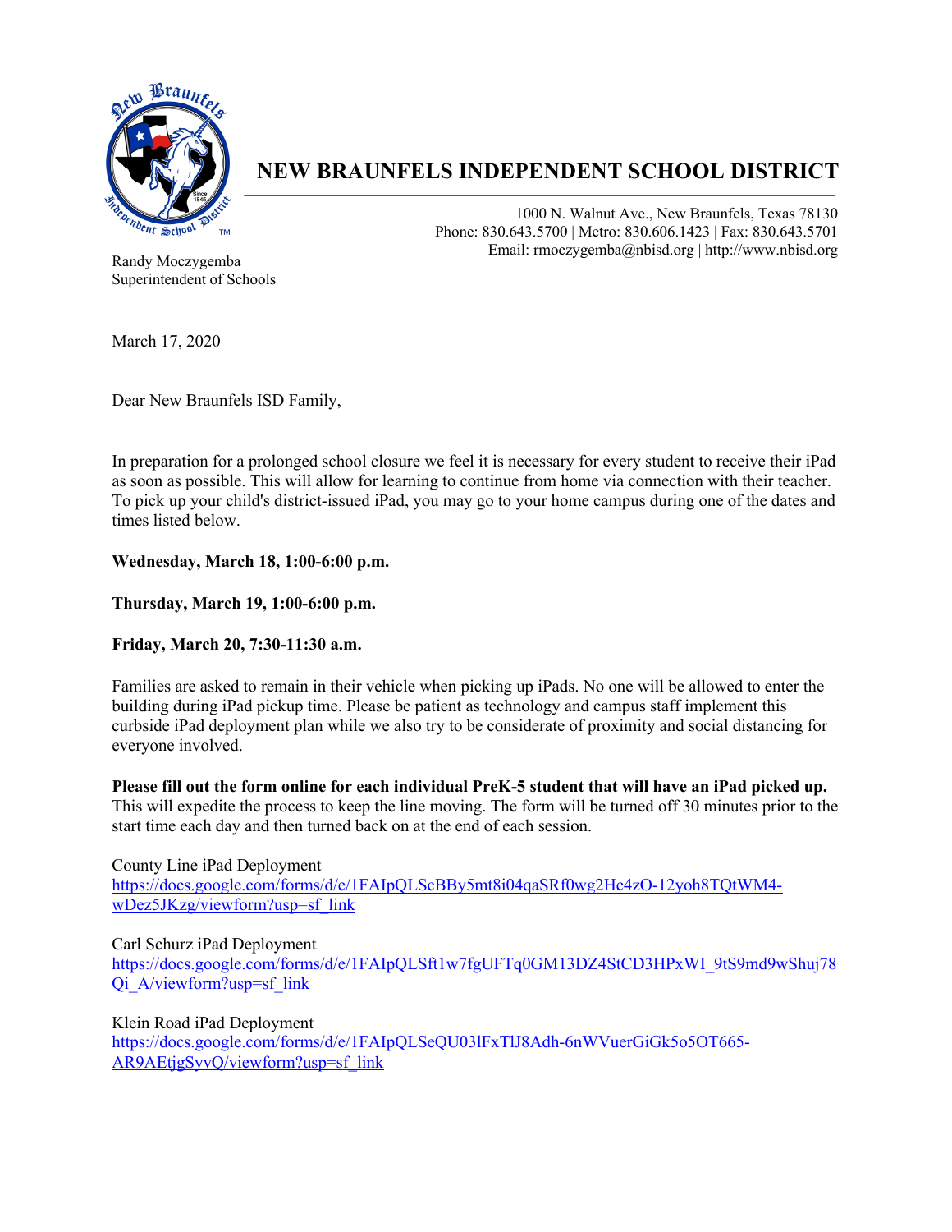# NEW BRAUNFELS INDEPENDENT SCHOOL DISTRICT

1000 N. Walnut Ave., New Braunfels, Texas 78130
Phone: 830.643.5700 | Metro: 830.606.1423 | Fax: 830.643.5701
Email: rmoczygemba@nbisd.org | http://www.nbisd.org

Randy Moczygemba
Superintendent of Schools

March 17, 2020

Dear New Braunfels ISD Family,

In preparation for a prolonged school closure we feel it is necessary for every student to receive their iPad as soon as possible. This will allow for learning to continue from home via connection with their teacher. To pick up your child's district-issued iPad, you may go to your home campus during one of the dates and times listed below.

**Wednesday, March 18, 1:00-6:00 p.m.**

**Thursday, March 19, 1:00-6:00 p.m.**

**Friday, March 20, 7:30-11:30 a.m.**

Families are asked to remain in their vehicle when picking up iPads. No one will be allowed to enter the building during iPad pickup time. Please be patient as technology and campus staff implement this curbside iPad deployment plan while we also try to be considerate of proximity and social distancing for everyone involved.

**Please fill out the form online for each individual PreK-5 student that will have an iPad picked up.** This will expedite the process to keep the line moving. The form will be turned off 30 minutes prior to the start time each day and then turned back on at the end of each session.

County Line iPad Deployment
https://docs.google.com/forms/d/e/1FAIpQLScBBy5mt8i04qaSRf0wg2Hc4zO-12yoh8TQtWM4-wDez5JKzg/viewform?usp=sf_link

Carl Schurz iPad Deployment
https://docs.google.com/forms/d/e/1FAIpQLSft1w7fgUFTq0GM13DZ4StCD3HPxWI_9tS9md9wShuj78Qi_A/viewform?usp=sf_link

Klein Road iPad Deployment
https://docs.google.com/forms/d/e/1FAIpQLSeQU03lFxTlJ8Adh-6nWVuerGiGk5o5OT665-AR9AEtjgSyvQ/viewform?usp=sf_link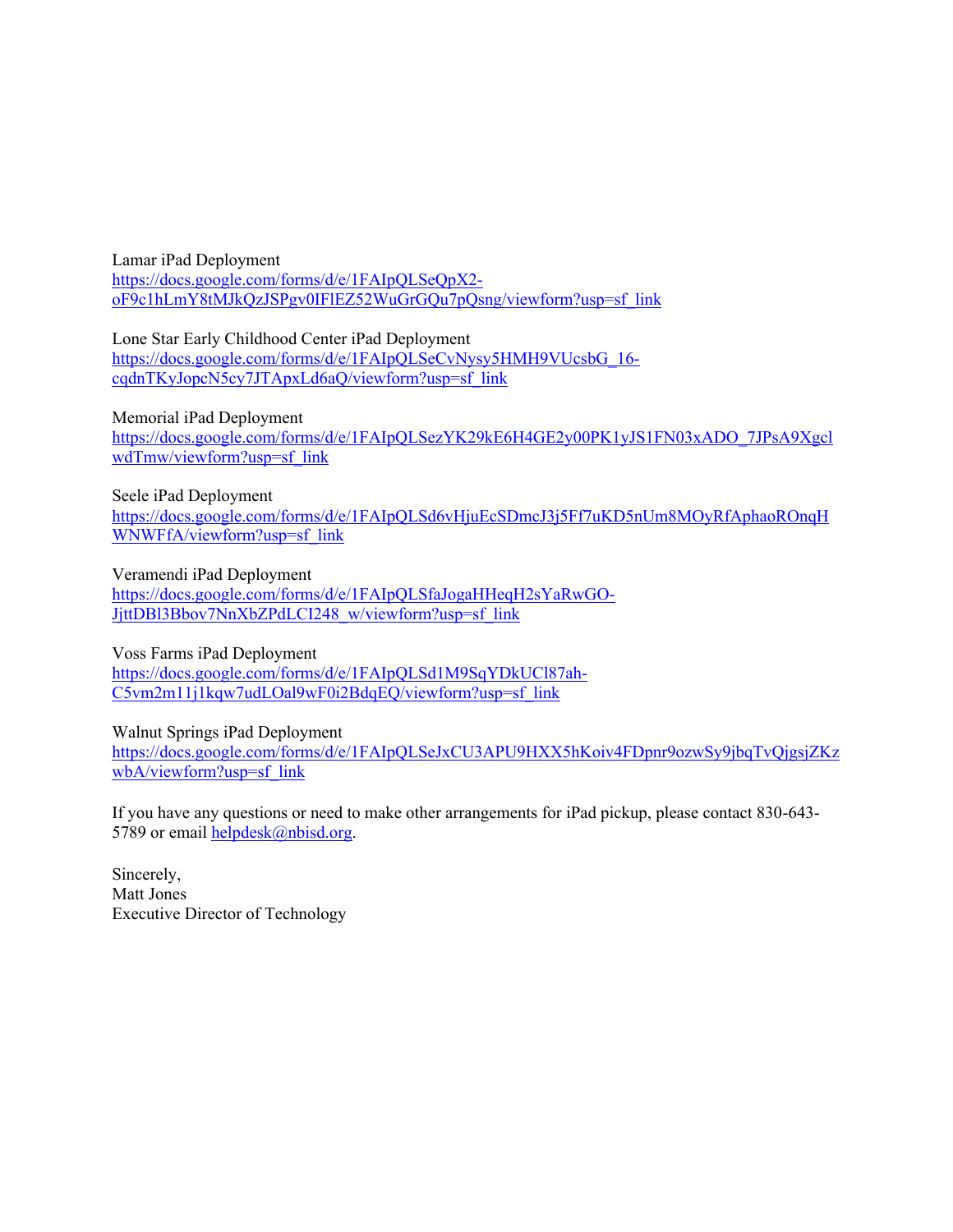Lamar iPad Deployment
https://docs.google.com/forms/d/e/1FAIpQLSeQpX2-oF9c1hLmY8tMJkQzJSPgv0IFlEZ52WuGrGQu7pQsng/viewform?usp=sf_link

Lone Star Early Childhood Center iPad Deployment
https://docs.google.com/forms/d/e/1FAIpQLSeCvNysy5HMH9VUcsbG_16-cqdnTKyJopcN5cy7JTApxLd6aQ/viewform?usp=sf_link

Memorial iPad Deployment
https://docs.google.com/forms/d/e/1FAIpQLSezYK29kE6H4GE2y00PK1yJS1FN03xADO_7JPsA9XgclwdTmw/viewform?usp=sf_link

Seele iPad Deployment
https://docs.google.com/forms/d/e/1FAIpQLSd6vHjuEcSDmcJ3j5Ff7uKD5nUm8MOyRfAphaoROnqHWNWFfA/viewform?usp=sf_link

Veramendi iPad Deployment
https://docs.google.com/forms/d/e/1FAIpQLSfaJogaHHeqH2sYaRwGO-JjttDBl3Bbov7NnXbZPdLCI248_w/viewform?usp=sf_link

Voss Farms iPad Deployment
https://docs.google.com/forms/d/e/1FAIpQLSd1M9SqYDkUCl87ah-C5vm2m11j1kqw7udLOal9wF0i2BdqEQ/viewform?usp=sf_link

Walnut Springs iPad Deployment
https://docs.google.com/forms/d/e/1FAIpQLSeJxCU3APU9HXX5hKoiv4FDpnr9ozwSy9jbqTvQjgsjZKzwbA/viewform?usp=sf_link

If you have any questions or need to make other arrangements for iPad pickup, please contact 830-643-5789 or email helpdesk@nbisd.org.

Sincerely,
Matt Jones
Executive Director of Technology